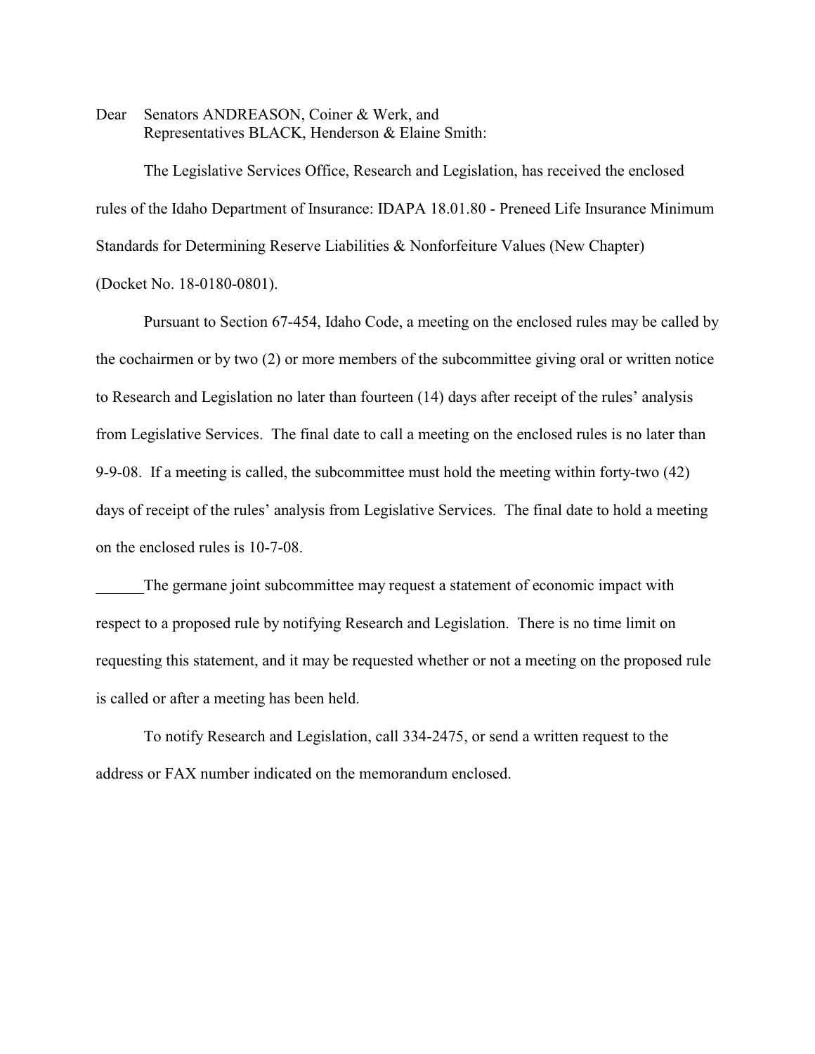Dear Senators ANDREASON, Coiner & Werk, and
Representatives BLACK, Henderson & Elaine Smith:

The Legislative Services Office, Research and Legislation, has received the enclosed rules of the Idaho Department of Insurance: IDAPA 18.01.80 - Preneed Life Insurance Minimum Standards for Determining Reserve Liabilities & Nonforfeiture Values (New Chapter) (Docket No. 18-0180-0801).

Pursuant to Section 67-454, Idaho Code, a meeting on the enclosed rules may be called by the cochairmen or by two (2) or more members of the subcommittee giving oral or written notice to Research and Legislation no later than fourteen (14) days after receipt of the rules' analysis from Legislative Services. The final date to call a meeting on the enclosed rules is no later than 9-9-08. If a meeting is called, the subcommittee must hold the meeting within forty-two (42) days of receipt of the rules' analysis from Legislative Services. The final date to hold a meeting on the enclosed rules is 10-7-08.

______The germane joint subcommittee may request a statement of economic impact with respect to a proposed rule by notifying Research and Legislation. There is no time limit on requesting this statement, and it may be requested whether or not a meeting on the proposed rule is called or after a meeting has been held.

To notify Research and Legislation, call 334-2475, or send a written request to the address or FAX number indicated on the memorandum enclosed.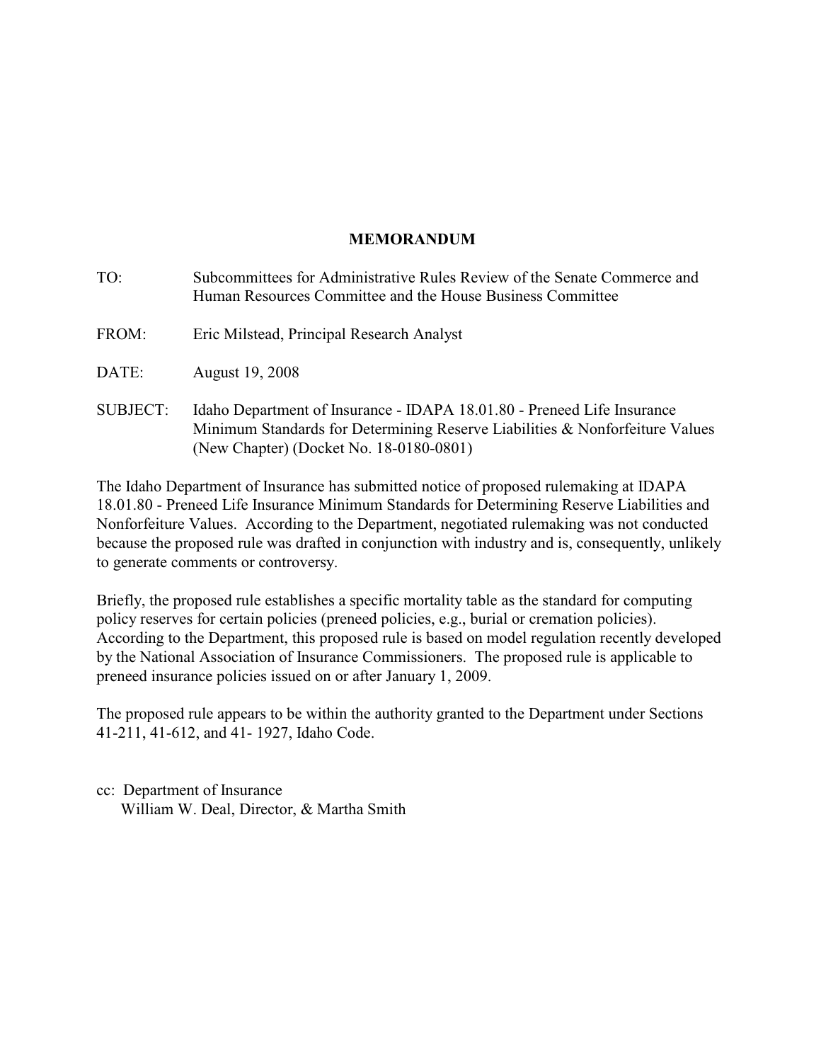# MEMORANDUM

TO: Subcommittees for Administrative Rules Review of the Senate Commerce and Human Resources Committee and the House Business Committee

FROM: Eric Milstead, Principal Research Analyst

DATE: August 19, 2008

SUBJECT: Idaho Department of Insurance - IDAPA 18.01.80 - Preneed Life Insurance Minimum Standards for Determining Reserve Liabilities & Nonforfeiture Values (New Chapter) (Docket No. 18-0180-0801)

The Idaho Department of Insurance has submitted notice of proposed rulemaking at IDAPA 18.01.80 - Preneed Life Insurance Minimum Standards for Determining Reserve Liabilities and Nonforfeiture Values. According to the Department, negotiated rulemaking was not conducted because the proposed rule was drafted in conjunction with industry and is, consequently, unlikely to generate comments or controversy.

Briefly, the proposed rule establishes a specific mortality table as the standard for computing policy reserves for certain policies (preneed policies, e.g., burial or cremation policies). According to the Department, this proposed rule is based on model regulation recently developed by the National Association of Insurance Commissioners. The proposed rule is applicable to preneed insurance policies issued on or after January 1, 2009.

The proposed rule appears to be within the authority granted to the Department under Sections 41-211, 41-612, and 41- 1927, Idaho Code.

cc: Department of Insurance
William W. Deal, Director, & Martha Smith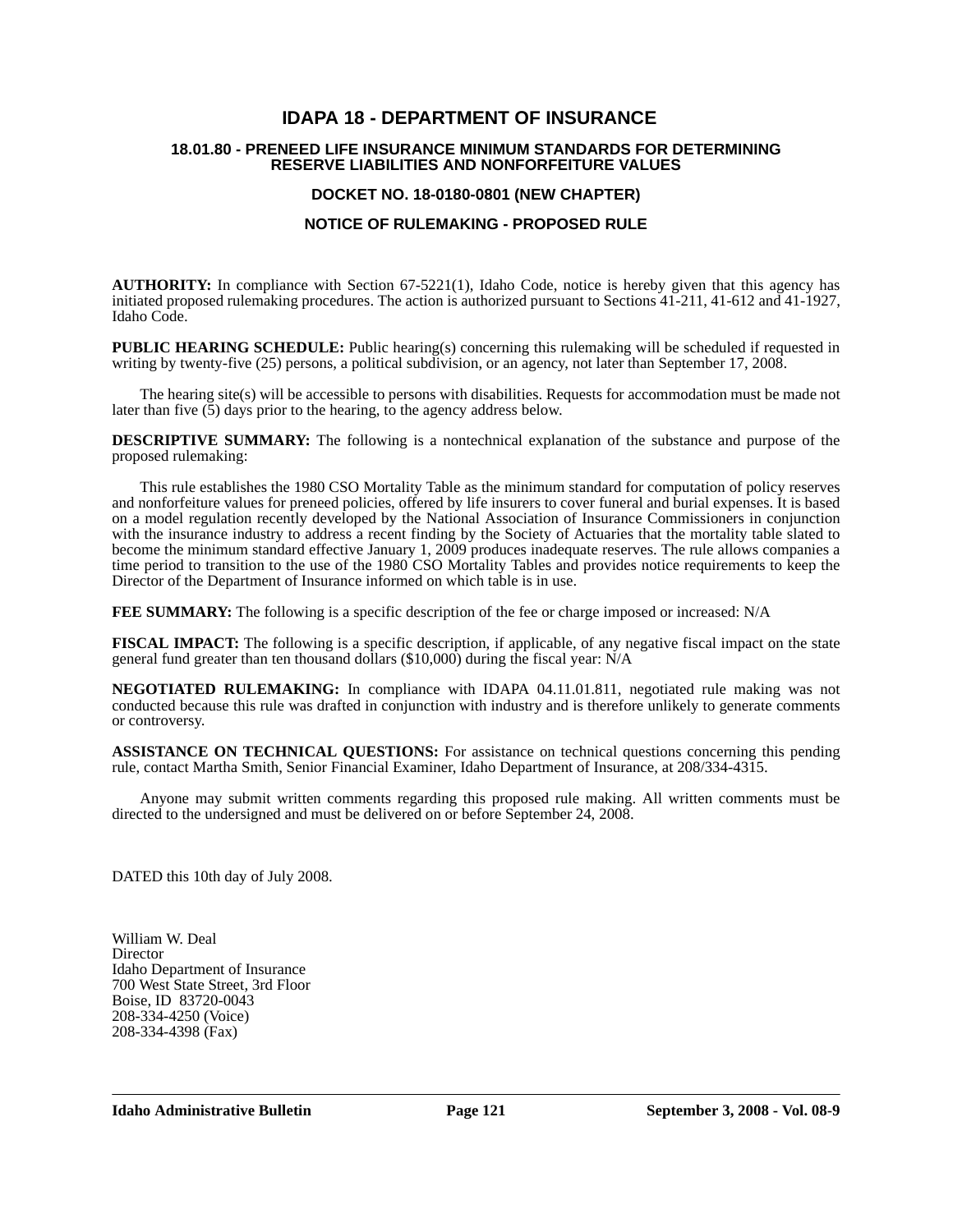# IDAPA 18 - DEPARTMENT OF INSURANCE

## 18.01.80 - PRENEED LIFE INSURANCE MINIMUM STANDARDS FOR DETERMINING RESERVE LIABILITIES AND NONFORFEITURE VALUES

## DOCKET NO. 18-0180-0801 (NEW CHAPTER)

## NOTICE OF RULEMAKING - PROPOSED RULE

**AUTHORITY:** In compliance with Section 67-5221(1), Idaho Code, notice is hereby given that this agency has initiated proposed rulemaking procedures. The action is authorized pursuant to Sections 41-211, 41-612 and 41-1927, Idaho Code.

**PUBLIC HEARING SCHEDULE:** Public hearing(s) concerning this rulemaking will be scheduled if requested in writing by twenty-five (25) persons, a political subdivision, or an agency, not later than September 17, 2008.

The hearing site(s) will be accessible to persons with disabilities. Requests for accommodation must be made not later than five (5) days prior to the hearing, to the agency address below.

**DESCRIPTIVE SUMMARY:** The following is a nontechnical explanation of the substance and purpose of the proposed rulemaking:

This rule establishes the 1980 CSO Mortality Table as the minimum standard for computation of policy reserves and nonforfeiture values for preneed policies, offered by life insurers to cover funeral and burial expenses. It is based on a model regulation recently developed by the National Association of Insurance Commissioners in conjunction with the insurance industry to address a recent finding by the Society of Actuaries that the mortality table slated to become the minimum standard effective January 1, 2009 produces inadequate reserves. The rule allows companies a time period to transition to the use of the 1980 CSO Mortality Tables and provides notice requirements to keep the Director of the Department of Insurance informed on which table is in use.

**FEE SUMMARY:** The following is a specific description of the fee or charge imposed or increased: N/A

**FISCAL IMPACT:** The following is a specific description, if applicable, of any negative fiscal impact on the state general fund greater than ten thousand dollars ($10,000) during the fiscal year: N/A

**NEGOTIATED RULEMAKING:** In compliance with IDAPA 04.11.01.811, negotiated rule making was not conducted because this rule was drafted in conjunction with industry and is therefore unlikely to generate comments or controversy.

**ASSISTANCE ON TECHNICAL QUESTIONS:** For assistance on technical questions concerning this pending rule, contact Martha Smith, Senior Financial Examiner, Idaho Department of Insurance, at 208/334-4315.

Anyone may submit written comments regarding this proposed rule making. All written comments must be directed to the undersigned and must be delivered on or before September 24, 2008.

DATED this 10th day of July 2008.

William W. Deal
Director
Idaho Department of Insurance
700 West State Street, 3rd Floor
Boise, ID 83720-0043
208-334-4250 (Voice)
208-334-4398 (Fax)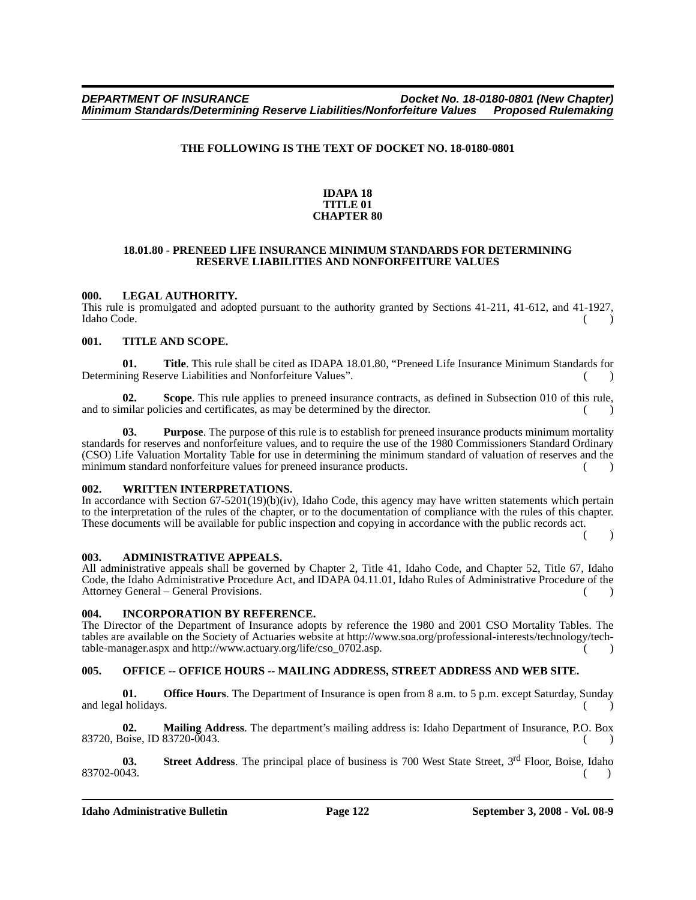**THE FOLLOWING IS THE TEXT OF DOCKET NO. 18-0180-0801**

**IDAPA 18**
**TITLE 01**
**CHAPTER 80**

**18.01.80 - PRENEED LIFE INSURANCE MINIMUM STANDARDS FOR DETERMINING RESERVE LIABILITIES AND NONFORFEITURE VALUES**

**000. LEGAL AUTHORITY.**

This rule is promulgated and adopted pursuant to the authority granted by Sections 41-211, 41-612, and 41-1927, Idaho Code. ( )

**001. TITLE AND SCOPE.**

**01. Title**. This rule shall be cited as IDAPA 18.01.80, "Preneed Life Insurance Minimum Standards for Determining Reserve Liabilities and Nonforfeiture Values". ( )

**02. Scope**. This rule applies to preneed insurance contracts, as defined in Subsection 010 of this rule, and to similar policies and certificates, as may be determined by the director. ( )

**03. Purpose**. The purpose of this rule is to establish for preneed insurance products minimum mortality standards for reserves and nonforfeiture values, and to require the use of the 1980 Commissioners Standard Ordinary (CSO) Life Valuation Mortality Table for use in determining the minimum standard of valuation of reserves and the minimum standard nonforfeiture values for preneed insurance products. ( )

**002. WRITTEN INTERPRETATIONS.**

In accordance with Section 67-5201(19)(b)(iv), Idaho Code, this agency may have written statements which pertain to the interpretation of the rules of the chapter, or to the documentation of compliance with the rules of this chapter. These documents will be available for public inspection and copying in accordance with the public records act. ( )

**003. ADMINISTRATIVE APPEALS.**

All administrative appeals shall be governed by Chapter 2, Title 41, Idaho Code, and Chapter 52, Title 67, Idaho Code, the Idaho Administrative Procedure Act, and IDAPA 04.11.01, Idaho Rules of Administrative Procedure of the Attorney General – General Provisions. ( )

**004. INCORPORATION BY REFERENCE.**

The Director of the Department of Insurance adopts by reference the 1980 and 2001 CSO Mortality Tables. The tables are available on the Society of Actuaries website at http://www.soa.org/professional-interests/technology/tech-table-manager.aspx and http://www.actuary.org/life/cso_0702.asp. ( )

**005. OFFICE -- OFFICE HOURS -- MAILING ADDRESS, STREET ADDRESS AND WEB SITE.**

**01. Office Hours**. The Department of Insurance is open from 8 a.m. to 5 p.m. except Saturday, Sunday and legal holidays. ( )

**02. Mailing Address**. The department's mailing address is: Idaho Department of Insurance, P.O. Box 83720, Boise, ID 83720-0043. ( )

**03. Street Address**. The principal place of business is 700 West State Street, 3rd Floor, Boise, Idaho 83702-0043. ( )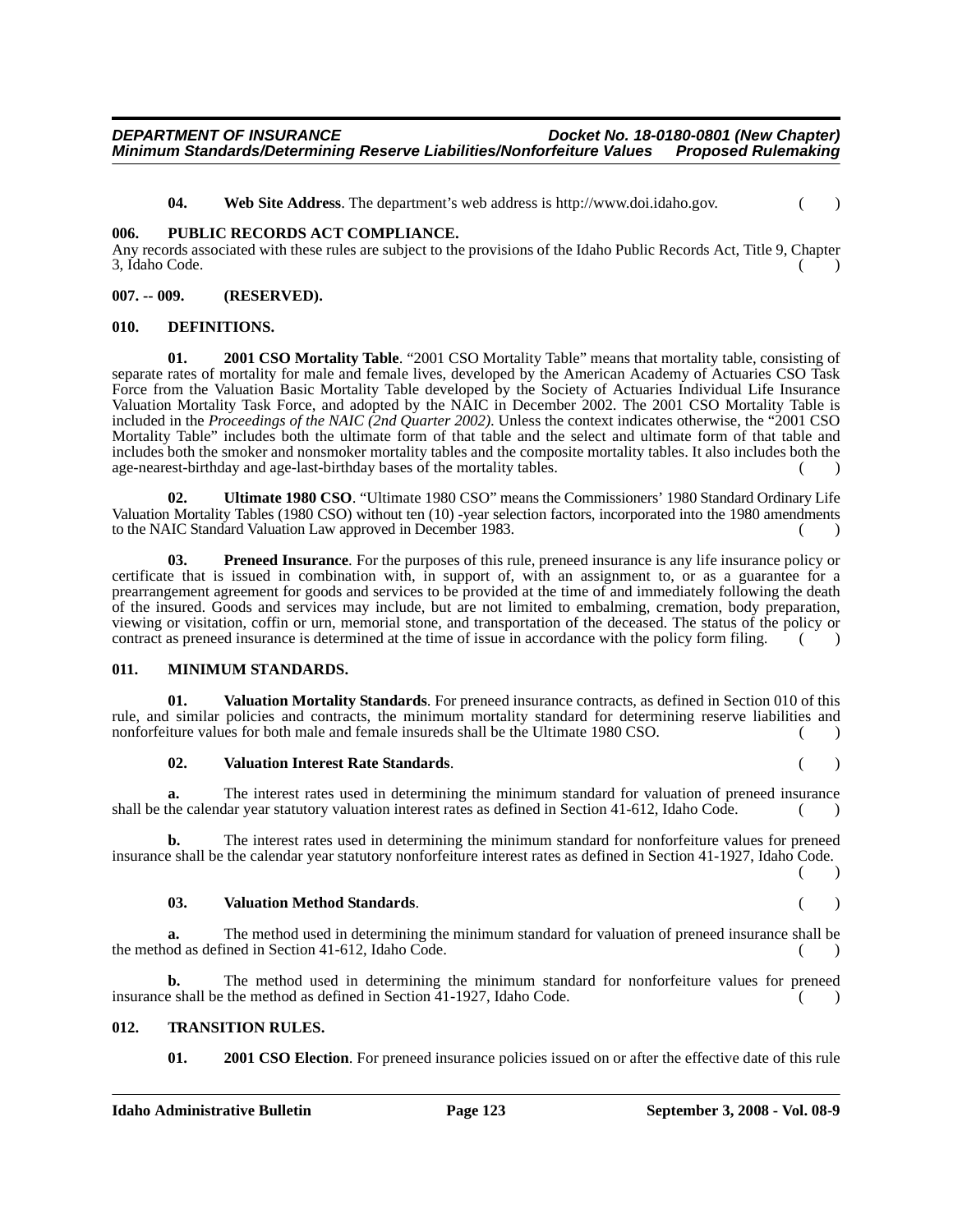**04. Web Site Address**. The department's web address is http://www.doi.idaho.gov. ( )

### 006. PUBLIC RECORDS ACT COMPLIANCE.

Any records associated with these rules are subject to the provisions of the Idaho Public Records Act, Title 9, Chapter 3, Idaho Code. ( )

### 007. -- 009. (RESERVED).

### 010. DEFINITIONS.

**01. 2001 CSO Mortality Table**. "2001 CSO Mortality Table" means that mortality table, consisting of separate rates of mortality for male and female lives, developed by the American Academy of Actuaries CSO Task Force from the Valuation Basic Mortality Table developed by the Society of Actuaries Individual Life Insurance Valuation Mortality Task Force, and adopted by the NAIC in December 2002. The 2001 CSO Mortality Table is included in the *Proceedings of the NAIC (2nd Quarter 2002)*. Unless the context indicates otherwise, the "2001 CSO Mortality Table" includes both the ultimate form of that table and the select and ultimate form of that table and includes both the smoker and nonsmoker mortality tables and the composite mortality tables. It also includes both the age-nearest-birthday and age-last-birthday bases of the mortality tables. ( )

**02. Ultimate 1980 CSO**. "Ultimate 1980 CSO" means the Commissioners' 1980 Standard Ordinary Life Valuation Mortality Tables (1980 CSO) without ten (10) -year selection factors, incorporated into the 1980 amendments to the NAIC Standard Valuation Law approved in December 1983. ( )

**03. Preneed Insurance**. For the purposes of this rule, preneed insurance is any life insurance policy or certificate that is issued in combination with, in support of, with an assignment to, or as a guarantee for a prearrangement agreement for goods and services to be provided at the time of and immediately following the death of the insured. Goods and services may include, but are not limited to embalming, cremation, body preparation, viewing or visitation, coffin or urn, memorial stone, and transportation of the deceased. The status of the policy or contract as preneed insurance is determined at the time of issue in accordance with the policy form filing. ( )

### 011. MINIMUM STANDARDS.

**01. Valuation Mortality Standards**. For preneed insurance contracts, as defined in Section 010 of this rule, and similar policies and contracts, the minimum mortality standard for determining reserve liabilities and nonforfeiture values for both male and female insureds shall be the Ultimate 1980 CSO. ( )

**02. Valuation Interest Rate Standards**. ( )

**a.** The interest rates used in determining the minimum standard for valuation of preneed insurance shall be the calendar year statutory valuation interest rates as defined in Section 41-612, Idaho Code. ( )

**b.** The interest rates used in determining the minimum standard for nonforfeiture values for preneed insurance shall be the calendar year statutory nonforfeiture interest rates as defined in Section 41-1927, Idaho Code. ( )

**03. Valuation Method Standards**. ( )

**a.** The method used in determining the minimum standard for valuation of preneed insurance shall be the method as defined in Section 41-612, Idaho Code. ( )

**b.** The method used in determining the minimum standard for nonforfeiture values for preneed insurance shall be the method as defined in Section 41-1927, Idaho Code. ( )

### 012. TRANSITION RULES.

**01. 2001 CSO Election**. For preneed insurance policies issued on or after the effective date of this rule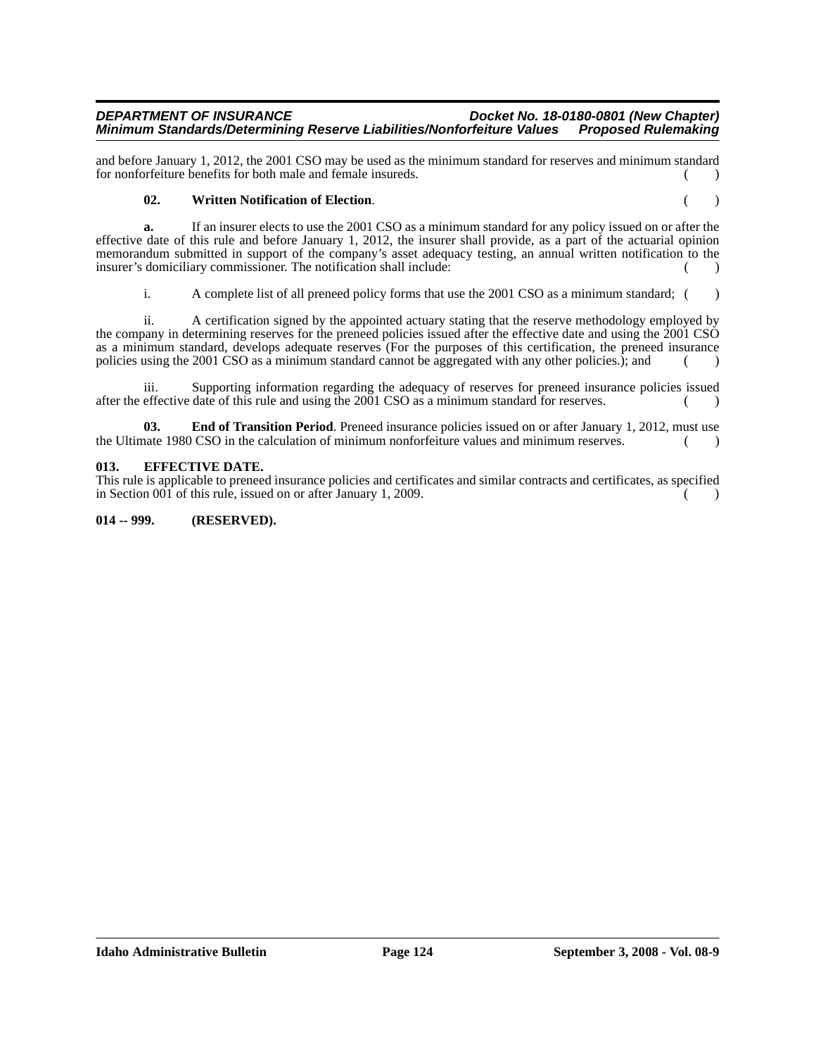and before January 1, 2012, the 2001 CSO may be used as the minimum standard for reserves and minimum standard for nonforfeiture benefits for both male and female insureds. ( )

**02. Written Notification of Election**. ( )

**a.** If an insurer elects to use the 2001 CSO as a minimum standard for any policy issued on or after the effective date of this rule and before January 1, 2012, the insurer shall provide, as a part of the actuarial opinion memorandum submitted in support of the company's asset adequacy testing, an annual written notification to the insurer's domiciliary commissioner. The notification shall include: ( )

i. A complete list of all preneed policy forms that use the 2001 CSO as a minimum standard; ( )

ii. A certification signed by the appointed actuary stating that the reserve methodology employed by the company in determining reserves for the preneed policies issued after the effective date and using the 2001 CSO as a minimum standard, develops adequate reserves (For the purposes of this certification, the preneed insurance policies using the 2001 CSO as a minimum standard cannot be aggregated with any other policies.); and ( )

iii. Supporting information regarding the adequacy of reserves for preneed insurance policies issued after the effective date of this rule and using the 2001 CSO as a minimum standard for reserves. ( )

**03. End of Transition Period**. Preneed insurance policies issued on or after January 1, 2012, must use the Ultimate 1980 CSO in the calculation of minimum nonforfeiture values and minimum reserves. ( )

**013. EFFECTIVE DATE.**

This rule is applicable to preneed insurance policies and certificates and similar contracts and certificates, as specified in Section 001 of this rule, issued on or after January 1, 2009. ( )

**014 -- 999. (RESERVED).**